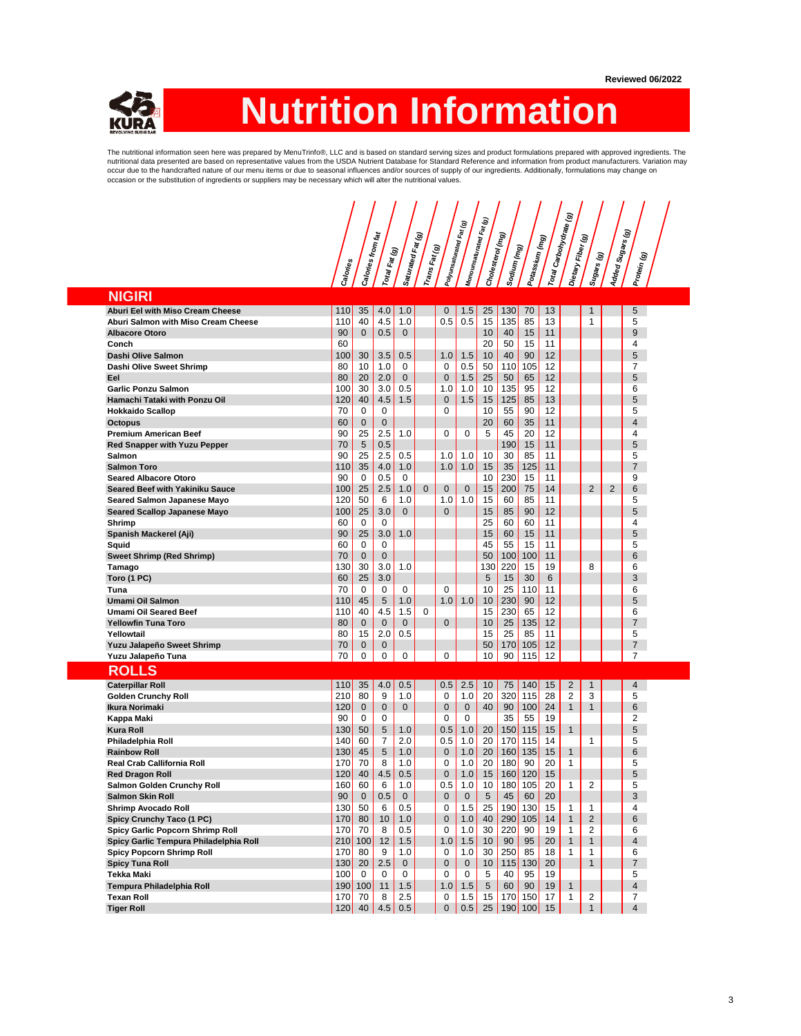Reviewed 06/2022

# Nutrition Information

The nutritional information seen here was prepared by MenuTrinfo®, LLC and is based on standard serving sizes and product formulations prepared with approved ingredients. The nutritional data presented are based on representative values from the USDA Nutrient Database for Standard Reference and information from product manufacturers. Variation may occur due to the handcrafted nature of our menu items or due to seasonal influences and/or sources of supply of our ingredients. Additionally, formulations may change on occasion or the substitution of ingredients or suppliers may be necessary which will alter the nutritional values.

| | Calories | Calories from fat | Total Fat (g) | Saturated Fat (g) | Trans Fat (g) | Polyunsaturated Fat (g) | Monounsaturated Fat (g) | Cholesterol (mg) | Sodium (mg) | Potassium (mg) | Total Carbohydrate (g) | Dietary Fiber (g) | Sugars (g) | Added Sugars (g) | Protein (g) |
|---|---|---|---|---|---|---|---|---|---|---|---|---|---|---|---|
| **NIGIRI** | | | | | | | | | | | | | | | |
| **Aburi Eel with Miso Cream Cheese** | 110 | 35 | 4.0 | 1.0 | | 0 | 1.5 | 25 | 130 | 70 | 13 | | 1 | | 5 |
| **Aburi Salmon with Miso Cream Cheese** | 110 | 40 | 4.5 | 1.0 | | 0.5 | 0.5 | 15 | 135 | 85 | 13 | | 1 | | 5 |
| **Albacore Otoro** | 90 | 0 | 0.5 | 0 | | | | 10 | 40 | 15 | 11 | | | | 9 |
| **Conch** | 60 | | | | | | | 20 | 50 | 15 | 11 | | | | 4 |
| **Dashi Olive Salmon** | 100 | 30 | 3.5 | 0.5 | | 1.0 | 1.5 | 10 | 40 | 90 | 12 | | | | 5 |
| **Dashi Olive Sweet Shrimp** | 80 | 10 | 1.0 | 0 | | 0 | 0.5 | 50 | 110 | 105 | 12 | | | | 7 |
| **Eel** | 80 | 20 | 2.0 | 0 | | 0 | 1.5 | 25 | 50 | 65 | 12 | | | | 5 |
| **Garlic Ponzu Salmon** | 100 | 30 | 3.0 | 0.5 | | 1.0 | 1.0 | 10 | 135 | 95 | 12 | | | | 6 |
| **Hamachi Tataki with Ponzu Oil** | 120 | 40 | 4.5 | 1.5 | | 0 | 1.5 | 15 | 125 | 85 | 13 | | | | 5 |
| **Hokkaido Scallop** | 70 | 0 | 0 | | | 0 | | 10 | 55 | 90 | 12 | | | | 5 |
| **Octopus** | 60 | 0 | 0 | | | | | 20 | 60 | 35 | 11 | | | | 4 |
| **Premium American Beef** | 90 | 25 | 2.5 | 1.0 | | 0 | 0 | 5 | 45 | 20 | 12 | | | | 4 |
| **Red Snapper with Yuzu Pepper** | 70 | 5 | 0.5 | | | | | | 190 | 15 | 11 | | | | 5 |
| **Salmon** | 90 | 25 | 2.5 | 0.5 | | 1.0 | 1.0 | 10 | 30 | 85 | 11 | | | | 5 |
| **Salmon Toro** | 110 | 35 | 4.0 | 1.0 | | 1.0 | 1.0 | 15 | 35 | 125 | 11 | | | | 7 |
| **Seared Albacore Otoro** | 90 | 0 | 0.5 | 0 | | | | 10 | 230 | 15 | 11 | | | | 9 |
| **Seared Beef with Yakiniku Sauce** | 100 | 25 | 2.5 | 1.0 | 0 | 0 | 0 | 15 | 200 | 75 | 14 | | 2 | 2 | 6 |
| **Seared Salmon Japanese Mayo** | 120 | 50 | 6 | 1.0 | | 1.0 | 1.0 | 15 | 60 | 85 | 11 | | | | 5 |
| **Seared Scallop Japanese Mayo** | 100 | 25 | 3.0 | 0 | | 0 | | 15 | 85 | 90 | 12 | | | | 5 |
| **Shrimp** | 60 | 0 | 0 | | | | | 25 | 60 | 60 | 11 | | | | 4 |
| **Spanish Mackerel (Aji)** | 90 | 25 | 3.0 | 1.0 | | | | 15 | 60 | 15 | 11 | | | | 5 |
| **Squid** | 60 | 0 | 0 | | | | | 45 | 55 | 15 | 11 | | | | 5 |
| **Sweet Shrimp (Red Shrimp)** | 70 | 0 | 0 | | | | | 50 | 100 | 100 | 11 | | | | 6 |
| **Tamago** | 130 | 30 | 3.0 | 1.0 | | | | 130 | 220 | 15 | 19 | | 8 | | 6 |
| **Toro (1 PC)** | 60 | 25 | 3.0 | | | | | 5 | 15 | 30 | 6 | | | | 3 |
| **Tuna** | 70 | 0 | 0 | 0 | | 0 | | 10 | 25 | 110 | 11 | | | | 6 |
| **Umami Oil Salmon** | 110 | 45 | 5 | 1.0 | | 1.0 | 1.0 | 10 | 230 | 90 | 12 | | | | 5 |
| **Umami Oil Seared Beef** | 110 | 40 | 4.5 | 1.5 | 0 | | | 15 | 230 | 65 | 12 | | | | 6 |
| **Yellowfin Tuna Toro** | 80 | 0 | 0 | 0 | | 0 | | 10 | 25 | 135 | 12 | | | | 7 |
| **Yellowtail** | 80 | 15 | 2.0 | 0.5 | | | | 15 | 25 | 85 | 11 | | | | 5 |
| **Yuzu Jalapeño Sweet Shrimp** | 70 | 0 | 0 | | | | | 50 | 170 | 105 | 12 | | | | 7 |
| **Yuzu Jalapeño Tuna** | 70 | 0 | 0 | 0 | | 0 | | 10 | 90 | 115 | 12 | | | | 7 |
| **ROLLS** | | | | | | | | | | | | | | | |
| **Caterpillar Roll** | 110 | 35 | 4.0 | 0.5 | | 0.5 | 2.5 | 10 | 75 | 140 | 15 | 2 | 1 | | 4 |
| **Golden Crunchy Roll** | 210 | 80 | 9 | 1.0 | | 0 | 1.0 | 20 | 320 | 115 | 28 | 2 | 3 | | 5 |
| **Ikura Norimaki** | 120 | 0 | 0 | 0 | | 0 | 0 | 40 | 90 | 100 | 24 | 1 | 1 | | 6 |
| **Kappa Maki** | 90 | 0 | 0 | | | 0 | 0 | | 35 | 55 | 19 | | | | 2 |
| **Kura Roll** | 130 | 50 | 5 | 1.0 | | 0.5 | 1.0 | 20 | 150 | 115 | 15 | 1 | | | 5 |
| **Philadelphia Roll** | 140 | 60 | 7 | 2.0 | | 0.5 | 1.0 | 20 | 170 | 115 | 14 | | 1 | | 5 |
| **Rainbow Roll** | 130 | 45 | 5 | 1.0 | | 0 | 1.0 | 20 | 160 | 135 | 15 | 1 | | | 6 |
| **Real Crab Callifornia Roll** | 170 | 70 | 8 | 1.0 | | 0 | 1.0 | 20 | 180 | 90 | 20 | 1 | | | 5 |
| **Red Dragon Roll** | 120 | 40 | 4.5 | 0.5 | | 0 | 1.0 | 15 | 160 | 120 | 15 | | | | 5 |
| **Salmon Golden Crunchy Roll** | 160 | 60 | 6 | 1.0 | | 0.5 | 1.0 | 10 | 180 | 105 | 20 | 1 | 2 | | 5 |
| **Salmon Skin Roll** | 90 | 0 | 0.5 | 0 | | 0 | 0 | 5 | 45 | 60 | 20 | | | | 3 |
| **Shrimp Avocado Roll** | 130 | 50 | 6 | 0.5 | | 0 | 1.5 | 25 | 190 | 130 | 15 | 1 | 1 | | 4 |
| **Spicy Crunchy Taco (1 PC)** | 170 | 80 | 10 | 1.0 | | 0 | 1.0 | 40 | 290 | 105 | 14 | 1 | 2 | | 6 |
| **Spicy Garlic Popcorn Shrimp Roll** | 170 | 70 | 8 | 0.5 | | 0 | 1.0 | 30 | 220 | 90 | 19 | 1 | 2 | | 6 |
| **Spicy Garlic Tempura Philadelphia Roll** | 210 | 100 | 12 | 1.5 | | 1.0 | 1.5 | 10 | 90 | 95 | 20 | 1 | 1 | | 4 |
| **Spicy Popcorn Shrimp Roll** | 170 | 80 | 9 | 1.0 | | 0 | 1.0 | 30 | 250 | 85 | 18 | 1 | 1 | | 6 |
| **Spicy Tuna Roll** | 130 | 20 | 2.5 | 0 | | 0 | 0 | 10 | 115 | 130 | 20 | | 1 | | 7 |
| **Tekka Maki** | 100 | 0 | 0 | 0 | | 0 | 0 | 5 | 40 | 95 | 19 | | | | 5 |
| **Tempura Philadelphia Roll** | 190 | 100 | 11 | 1.5 | | 1.0 | 1.5 | 5 | 60 | 90 | 19 | 1 | | | 4 |
| **Texan Roll** | 170 | 70 | 8 | 2.5 | | 0 | 1.5 | 15 | 170 | 150 | 17 | 1 | 2 | | 7 |
| **Tiger Roll** | 120 | 40 | 4.5 | 0.5 | | 0 | 0.5 | 25 | 190 | 100 | 15 | | 1 | | 4 |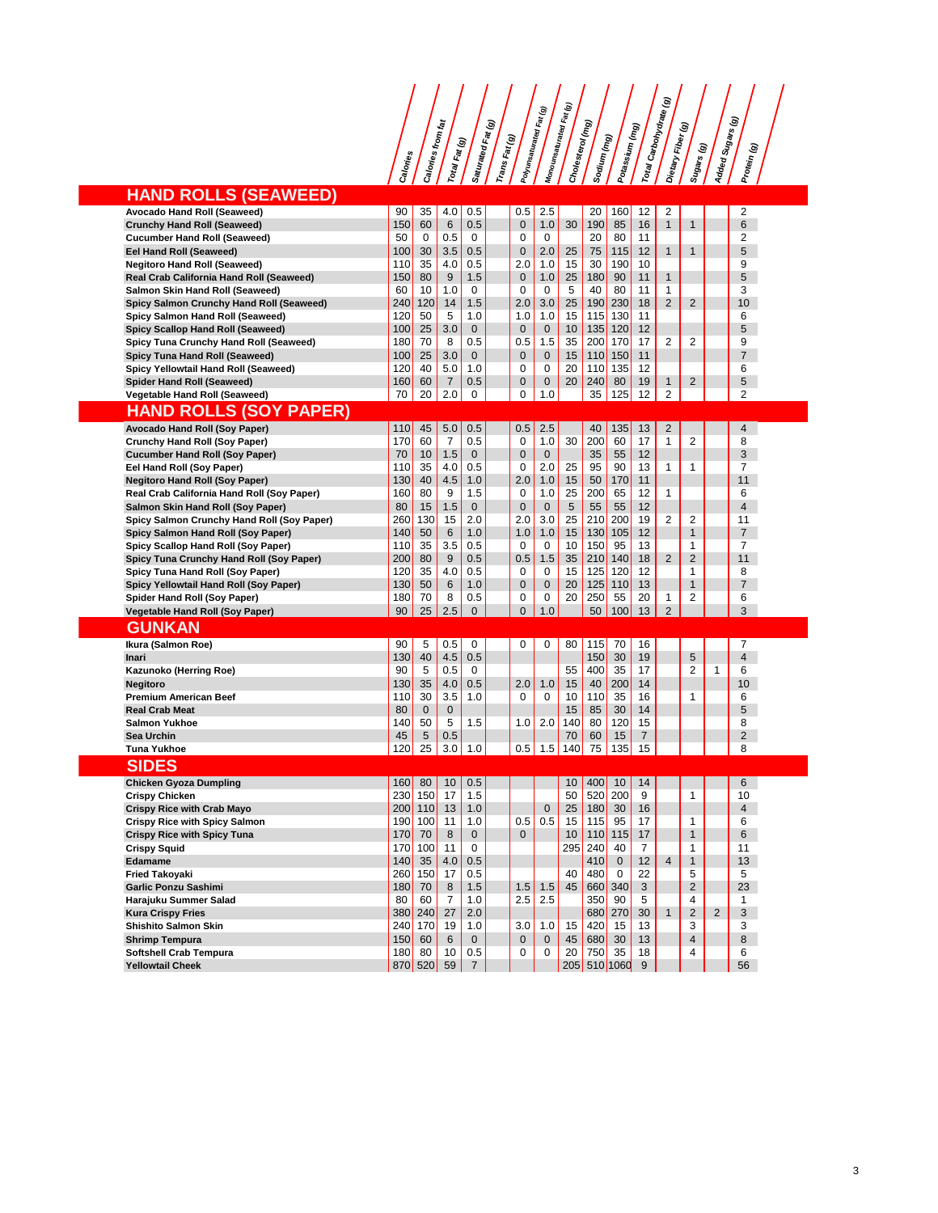## HAND ROLLS (SEAWEED)

| | Calories | Calories from fat | Total Fat (g) | Saturated Fat (g) | Trans Fat (g) | Polyunsaturated Fat (g) | Monounsaturated Fat (g) | Cholesterol (mg) | Sodium (mg) | Potassium (mg) | Total Carbohydrate (g) | Dietary Fiber (g) | Sugars (g) | Added Sugars (g) | Protein (g) |
|---|---|---|---|---|---|---|---|---|---|---|---|---|---|---|---|
| **Avocado Hand Roll (Seaweed)** | 90 | 35 | 4.0 | 0.5 | | 0.5 | 2.5 | | 20 | 160 | 12 | 2 | | | 2 |
| **Crunchy Hand Roll (Seaweed)** | 150 | 60 | 6 | 0.5 | | 0 | 1.0 | 30 | 190 | 85 | 16 | 1 | 1 | | 6 |
| **Cucumber Hand Roll (Seaweed)** | 50 | 0 | 0.5 | 0 | | 0 | 0 | | 20 | 80 | 11 | | | | 2 |
| **Eel Hand Roll (Seaweed)** | 100 | 30 | 3.5 | 0.5 | | 0 | 2.0 | 25 | 75 | 115 | 12 | 1 | 1 | | 5 |
| **Negitoro Hand Roll (Seaweed)** | 110 | 35 | 4.0 | 0.5 | | 2.0 | 1.0 | 15 | 30 | 190 | 10 | | | | 9 |
| **Real Crab California Hand Roll (Seaweed)** | 150 | 80 | 9 | 1.5 | | 0 | 1.0 | 25 | 180 | 90 | 11 | 1 | | | 5 |
| **Salmon Skin Hand Roll (Seaweed)** | 60 | 10 | 1.0 | 0 | | 0 | 0 | 5 | 40 | 80 | 11 | 1 | | | 3 |
| **Spicy Salmon Crunchy Hand Roll (Seaweed)** | 240 | 120 | 14 | 1.5 | | 2.0 | 3.0 | 25 | 190 | 230 | 18 | 2 | 2 | | 10 |
| **Spicy Salmon Hand Roll (Seaweed)** | 120 | 50 | 5 | 1.0 | | 1.0 | 1.0 | 15 | 115 | 130 | 11 | | | | 6 |
| **Spicy Scallop Hand Roll (Seaweed)** | 100 | 25 | 3.0 | 0 | | 0 | 0 | 10 | 135 | 120 | 12 | | | | 5 |
| **Spicy Tuna Crunchy Hand Roll (Seaweed)** | 180 | 70 | 8 | 0.5 | | 0.5 | 1.5 | 35 | 200 | 170 | 17 | 2 | 2 | | 9 |
| **Spicy Tuna Hand Roll (Seaweed)** | 100 | 25 | 3.0 | 0 | | 0 | 0 | 15 | 110 | 150 | 11 | | | | 7 |
| **Spicy Yellowtail Hand Roll (Seaweed)** | 120 | 40 | 5.0 | 1.0 | | 0 | 0 | 20 | 110 | 135 | 12 | | | | 6 |
| **Spider Hand Roll (Seaweed)** | 160 | 60 | 7 | 0.5 | | 0 | 0 | 20 | 240 | 80 | 19 | 1 | 2 | | 5 |
| **Vegetable Hand Roll (Seaweed)** | 70 | 20 | 2.0 | 0 | | 0 | 1.0 | | 35 | 125 | 12 | 2 | | | 2 |

## HAND ROLLS (SOY PAPER)

| | Calories | Calories from fat | Total Fat (g) | Saturated Fat (g) | Trans Fat (g) | Polyunsaturated Fat (g) | Monounsaturated Fat (g) | Cholesterol (mg) | Sodium (mg) | Potassium (mg) | Total Carbohydrate (g) | Dietary Fiber (g) | Sugars (g) | Added Sugars (g) | Protein (g) |
|---|---|---|---|---|---|---|---|---|---|---|---|---|---|---|---|
| **Avocado Hand Roll (Soy Paper)** | 110 | 45 | 5.0 | 0.5 | | 0.5 | 2.5 | | 40 | 135 | 13 | 2 | | | 4 |
| **Crunchy Hand Roll (Soy Paper)** | 170 | 60 | 7 | 0.5 | | 0 | 1.0 | 30 | 200 | 60 | 17 | 1 | 2 | | 8 |
| **Cucumber Hand Roll (Soy Paper)** | 70 | 10 | 1.5 | 0 | | 0 | 0 | | 35 | 55 | 12 | | | | 3 |
| **Eel Hand Roll (Soy Paper)** | 110 | 35 | 4.0 | 0.5 | | 0 | 2.0 | 25 | 95 | 90 | 13 | 1 | 1 | | 7 |
| **Negitoro Hand Roll (Soy Paper)** | 130 | 40 | 4.5 | 1.0 | | 2.0 | 1.0 | 15 | 50 | 170 | 11 | | | | 11 |
| **Real Crab California Hand Roll (Soy Paper)** | 160 | 80 | 9 | 1.5 | | 0 | 1.0 | 25 | 200 | 65 | 12 | 1 | | | 6 |
| **Salmon Skin Hand Roll (Soy Paper)** | 80 | 15 | 1.5 | 0 | | 0 | 0 | 5 | 55 | 55 | 12 | | | | 4 |
| **Spicy Salmon Crunchy Hand Roll (Soy Paper)** | 260 | 130 | 15 | 2.0 | | 2.0 | 3.0 | 25 | 210 | 200 | 19 | 2 | 2 | | 11 |
| **Spicy Salmon Hand Roll (Soy Paper)** | 140 | 50 | 6 | 1.0 | | 1.0 | 1.0 | 15 | 130 | 105 | 12 | | 1 | | 7 |
| **Spicy Scallop Hand Roll (Soy Paper)** | 110 | 35 | 3.5 | 0.5 | | 0 | 0 | 10 | 150 | 95 | 13 | | 1 | | 7 |
| **Spicy Tuna Crunchy Hand Roll (Soy Paper)** | 200 | 80 | 9 | 0.5 | | 0.5 | 1.5 | 35 | 210 | 140 | 18 | 2 | 2 | | 11 |
| **Spicy Tuna Hand Roll (Soy Paper)** | 120 | 35 | 4.0 | 0.5 | | 0 | 0 | 15 | 125 | 120 | 12 | | 1 | | 8 |
| **Spicy Yellowtail Hand Roll (Soy Paper)** | 130 | 50 | 6 | 1.0 | | 0 | 0 | 20 | 125 | 110 | 13 | | 1 | | 7 |
| **Spider Hand Roll (Soy Paper)** | 180 | 70 | 8 | 0.5 | | 0 | 0 | 20 | 250 | 55 | 20 | 1 | 2 | | 6 |
| **Vegetable Hand Roll (Soy Paper)** | 90 | 25 | 2.5 | 0 | | 0 | 1.0 | | 50 | 100 | 13 | 2 | | | 3 |

## GUNKAN

| | Calories | Calories from fat | Total Fat (g) | Saturated Fat (g) | Trans Fat (g) | Polyunsaturated Fat (g) | Monounsaturated Fat (g) | Cholesterol (mg) | Sodium (mg) | Potassium (mg) | Total Carbohydrate (g) | Dietary Fiber (g) | Sugars (g) | Added Sugars (g) | Protein (g) |
|---|---|---|---|---|---|---|---|---|---|---|---|---|---|---|---|
| **Ikura (Salmon Roe)** | 90 | 5 | 0.5 | 0 | | 0 | 0 | 80 | 115 | 70 | 16 | | | | 7 |
| **Inari** | 130 | 40 | 4.5 | 0.5 | | | | | 150 | 30 | 19 | | 5 | | 4 |
| **Kazunoko (Herring Roe)** | 90 | 5 | 0.5 | 0 | | | | 55 | 400 | 35 | 17 | | 2 | 1 | 6 |
| **Negitoro** | 130 | 35 | 4.0 | 0.5 | | 2.0 | 1.0 | 15 | 40 | 200 | 14 | | | | 10 |
| **Premium American Beef** | 110 | 30 | 3.5 | 1.0 | | 0 | 0 | 10 | 110 | 35 | 16 | | 1 | | 6 |
| **Real Crab Meat** | 80 | 0 | 0 | | | | | 15 | 85 | 30 | 14 | | | | 5 |
| **Salmon Yukhoe** | 140 | 50 | 5 | 1.5 | | 1.0 | 2.0 | 140 | 80 | 120 | 15 | | | | 8 |
| **Sea Urchin** | 45 | 5 | 0.5 | | | | | 70 | 60 | 15 | 7 | | | | 2 |
| **Tuna Yukhoe** | 120 | 25 | 3.0 | 1.0 | | 0.5 | 1.5 | 140 | 75 | 135 | 15 | | | | 8 |

## SIDES

| | Calories | Calories from fat | Total Fat (g) | Saturated Fat (g) | Trans Fat (g) | Polyunsaturated Fat (g) | Monounsaturated Fat (g) | Cholesterol (mg) | Sodium (mg) | Potassium (mg) | Total Carbohydrate (g) | Dietary Fiber (g) | Sugars (g) | Added Sugars (g) | Protein (g) |
|---|---|---|---|---|---|---|---|---|---|---|---|---|---|---|---|
| **Chicken Gyoza Dumpling** | 160 | 80 | 10 | 0.5 | | | | 10 | 400 | 10 | 14 | | | | 6 |
| **Crispy Chicken** | 230 | 150 | 17 | 1.5 | | | | 50 | 520 | 200 | 9 | | 1 | | 10 |
| **Crispy Rice with Crab Mayo** | 200 | 110 | 13 | 1.0 | | | 0 | 25 | 180 | 30 | 16 | | | | 4 |
| **Crispy Rice with Spicy Salmon** | 190 | 100 | 11 | 1.0 | | 0.5 | 0.5 | 15 | 115 | 95 | 17 | | 1 | | 6 |
| **Crispy Rice with Spicy Tuna** | 170 | 70 | 8 | 0 | | 0 | | 10 | 110 | 115 | 17 | | 1 | | 6 |
| **Crispy Squid** | 170 | 100 | 11 | 0 | | | | 295 | 240 | 40 | 7 | | 1 | | 11 |
| **Edamame** | 140 | 35 | 4.0 | 0.5 | | | | | 410 | 0 | 12 | 4 | 1 | | 13 |
| **Fried Takoyaki** | 260 | 150 | 17 | 0.5 | | | | 40 | 480 | 0 | 22 | | 5 | | 5 |
| **Garlic Ponzu Sashimi** | 180 | 70 | 8 | 1.5 | | 1.5 | 1.5 | 45 | 660 | 340 | 3 | | 2 | | 23 |
| **Harajuku Summer Salad** | 80 | 60 | 7 | 1.0 | | 2.5 | 2.5 | | 350 | 90 | 5 | | 4 | | 1 |
| **Kura Crispy Fries** | 380 | 240 | 27 | 2.0 | | | | | 680 | 270 | 30 | 1 | 2 | 2 | 3 |
| **Shishito Salmon Skin** | 240 | 170 | 19 | 1.0 | | 3.0 | 1.0 | 15 | 420 | 15 | 13 | | 3 | | 3 |
| **Shrimp Tempura** | 150 | 60 | 6 | 0 | | 0 | 0 | 45 | 680 | 30 | 13 | | 4 | | 8 |
| **Softshell Crab Tempura** | 180 | 80 | 10 | 0.5 | | 0 | 0 | 20 | 750 | 35 | 18 | | 4 | | 6 |
| **Yellowtail Cheek** | 870 | 520 | 59 | 7 | | | | 205 | 510 | 1060 | 9 | | | | 56 |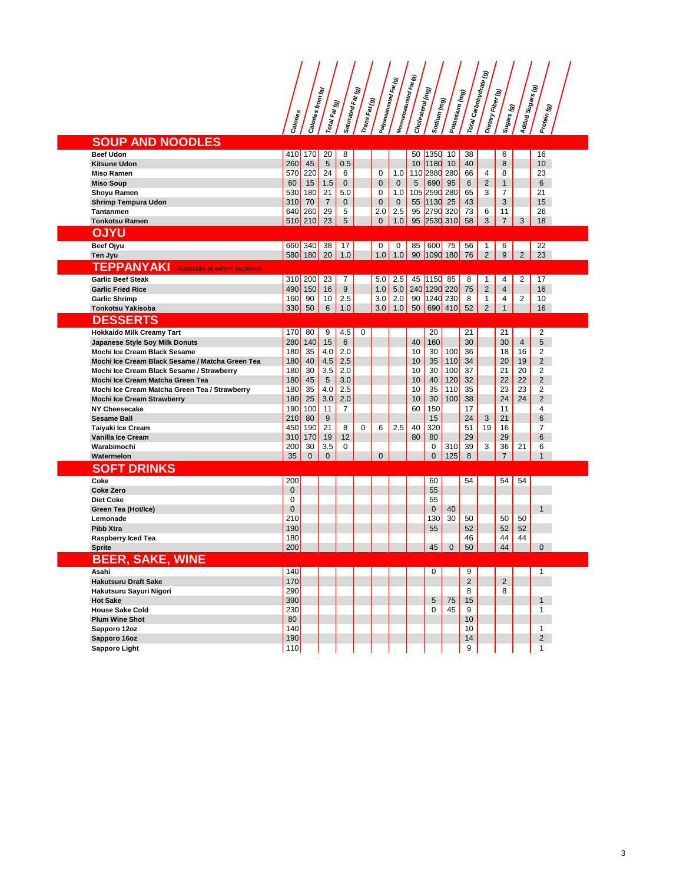| | Calories | Calories from fat | Total Fat (g) | Saturated Fat (g) | Trans Fat (g) | Polyunsaturated Fat (g) | Monounsaturated Fat (g) | Cholesterol (mg) | Sodium (mg) | Potassium (mg) | Total Carbohydrate (g) | Dietary Fiber (g) | Sugars (g) | Added Sugars (g) | Protein (g) |
|---|---|---|---|---|---|---|---|---|---|---|---|---|---|---|---|
| **SOUP AND NOODLES** | | | | | | | | | | | | | | | |
| **Beef Udon** | 410 | 170 | 20 | 8 | | | | 50 | 1350 | 10 | 38 | | 6 | | 16 |
| **Kitsune Udon** | 260 | 45 | 5 | 0.5 | | | | 10 | 1180 | 10 | 40 | | 8 | | 10 |
| **Miso Ramen** | 570 | 220 | 24 | 6 | | 0 | 1.0 | 110 | 2880 | 280 | 66 | 4 | 8 | | 23 |
| **Miso Soup** | 60 | 15 | 1.5 | 0 | | 0 | 0 | 5 | 690 | 95 | 6 | 2 | 1 | | 6 |
| **Shoyu Ramen** | 530 | 180 | 21 | 5.0 | | 0 | 1.0 | 105 | 2590 | 280 | 65 | 3 | 7 | | 21 |
| **Shrimp Tempura Udon** | 310 | 70 | 7 | 0 | | 0 | 0 | 55 | 1130 | 25 | 43 | | 3 | | 15 |
| **Tantanmen** | 640 | 260 | 29 | 5 | | 2.0 | 2.5 | 95 | 2790 | 320 | 73 | 6 | 11 | | 26 |
| **Tonkotsu Ramen** | 510 | 210 | 23 | 5 | | 0 | 1.0 | 95 | 2530 | 310 | 58 | 3 | 7 | 3 | 18 |
| **OJYU** | | | | | | | | | | | | | | | |
| **Beef Ojyu** | 660 | 340 | 38 | 17 | | 0 | 0 | 85 | 600 | 75 | 56 | 1 | 6 | | 22 |
| **Ten Jyu** | 580 | 180 | 20 | 1.0 | | 1.0 | 1.0 | 90 | 1090 | 180 | 76 | 2 | 9 | 2 | 23 |
| **TEPPANYAKI** Available at select locations | | | | | | | | | | | | | | | |
| **Garlic Beef Steak** | 310 | 200 | 23 | 7 | | 5.0 | 2.5 | 45 | 1150 | 85 | 8 | 1 | 4 | 2 | 17 |
| **Garlic Fried Rice** | 490 | 150 | 16 | 9 | | 1.0 | 5.0 | 240 | 1290 | 220 | 75 | 2 | 4 | | 16 |
| **Garlic Shrimp** | 160 | 90 | 10 | 2.5 | | 3.0 | 2.0 | 90 | 1240 | 230 | 8 | 1 | 4 | 2 | 10 |
| **Tonkotsu Yakisoba** | 330 | 50 | 6 | 1.0 | | 3.0 | 1.0 | 50 | 690 | 410 | 52 | 2 | 1 | | 16 |
| **DESSERTS** | | | | | | | | | | | | | | | |
| **Hokkaido Milk Creamy Tart** | 170 | 80 | 9 | 4.5 | 0 | | | | 20 | | 21 | | 21 | | 2 |
| **Japanese Style Soy Milk Donuts** | 280 | 140 | 15 | 6 | | | | 40 | 160 | | 30 | | 30 | 4 | 5 |
| **Mochi Ice Cream Black Sesame** | 180 | 35 | 4.0 | 2.0 | | | | 10 | 30 | 100 | 36 | | 18 | 16 | 2 |
| **Mochi Ice Cream Black Sesame / Matcha Green Tea** | 180 | 40 | 4.5 | 2.5 | | | | 10 | 35 | 110 | 34 | | 20 | 19 | 2 |
| **Mochi Ice Cream Black Sesame / Strawberry** | 180 | 30 | 3.5 | 2.0 | | | | 10 | 30 | 100 | 37 | | 21 | 20 | 2 |
| **Mochi Ice Cream Matcha Green Tea** | 180 | 45 | 5 | 3.0 | | | | 10 | 40 | 120 | 32 | | 22 | 22 | 2 |
| **Mochi Ice Cream Matcha Green Tea / Strawberry** | 180 | 35 | 4.0 | 2.5 | | | | 10 | 35 | 110 | 35 | | 23 | 23 | 2 |
| **Mochi Ice Cream Strawberry** | 180 | 25 | 3.0 | 2.0 | | | | 10 | 30 | 100 | 38 | | 24 | 24 | 2 |
| **NY Cheesecake** | 190 | 100 | 11 | 7 | | | | 60 | 150 | | 17 | | 11 | | 4 |
| **Sesame Ball** | 210 | 80 | 9 | | | | | | 15 | | 24 | 3 | 21 | | 6 |
| **Taiyaki Ice Cream** | 450 | 190 | 21 | 8 | 0 | 6 | 2.5 | 40 | 320 | | 51 | 19 | 16 | | 7 |
| **Vanilla Ice Cream** | 310 | 170 | 19 | 12 | | | | 80 | 80 | | 29 | | 29 | | 6 |
| **Warabimochi** | 200 | 30 | 3.5 | 0 | | | | | 0 | 310 | 39 | 3 | 36 | 21 | 6 |
| **Watermelon** | 35 | 0 | 0 | | | 0 | | | 0 | 125 | 8 | | 7 | | 1 |
| **SOFT DRINKS** | | | | | | | | | | | | | | | |
| **Coke** | 200 | | | | | | | | 60 | | 54 | | 54 | 54 | |
| **Coke Zero** | 0 | | | | | | | | 55 | | | | | | |
| **Diet Coke** | 0 | | | | | | | | 55 | | | | | | |
| **Green Tea (Hot/Ice)** | 0 | | | | | | | | 0 | 40 | | | | | 1 |
| **Lemonade** | 210 | | | | | | | | 130 | 30 | 50 | | 50 | 50 | |
| **Pibb Xtra** | 190 | | | | | | | | 55 | | 52 | | 52 | 52 | |
| **Raspberry Iced Tea** | 180 | | | | | | | | | | 46 | | 44 | 44 | |
| **Sprite** | 200 | | | | | | | | 45 | 0 | 50 | | 44 | | 0 |
| **BEER, SAKE, WINE** | | | | | | | | | | | | | | | |
| **Asahi** | 140 | | | | | | | | 0 | | 9 | | | | 1 |
| **Hakutsuru Draft Sake** | 170 | | | | | | | | | | 2 | | 2 | | |
| **Hakutsuru Sayuri Nigori** | 290 | | | | | | | | | | 8 | | 8 | | |
| **Hot Sake** | 390 | | | | | | | | 5 | 75 | 15 | | | | 1 |
| **House Sake Cold** | 230 | | | | | | | | 0 | 45 | 9 | | | | 1 |
| **Plum Wine Shot** | 80 | | | | | | | | | | 10 | | | | |
| **Sapporo 12oz** | 140 | | | | | | | | | | 10 | | | | 1 |
| **Sapporo 16oz** | 190 | | | | | | | | | | 14 | | | | 2 |
| **Sapporo Light** | 110 | | | | | | | | | | 9 | | | | 1 |